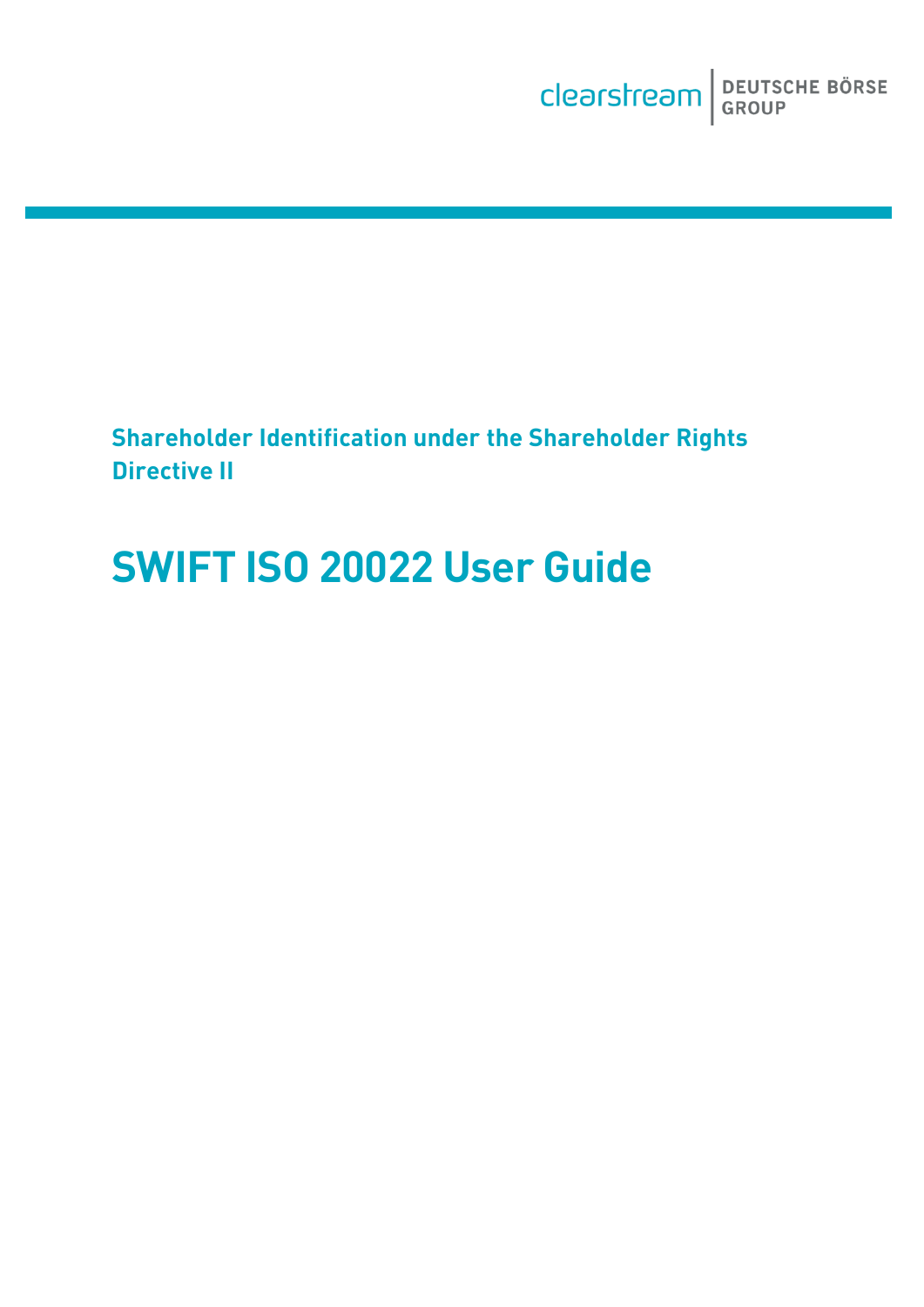clearstream | DEUTSCHE BÖRSE GROUP

**Shareholder Identification under the Shareholder Rights Directive II**

# SWIFT ISO 20022 User Guide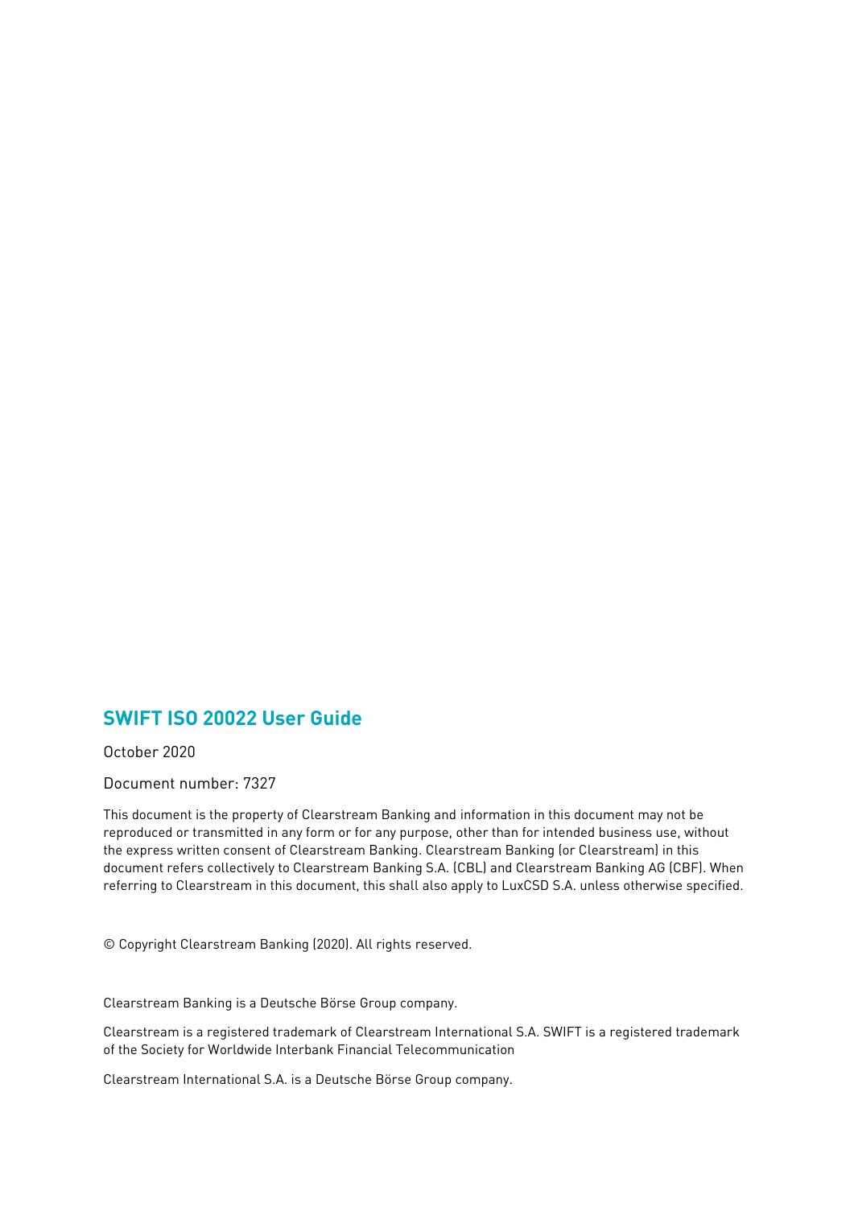## SWIFT ISO 20022 User Guide

October 2020

Document number: 7327

This document is the property of Clearstream Banking and information in this document may not be reproduced or transmitted in any form or for any purpose, other than for intended business use, without the express written consent of Clearstream Banking. Clearstream Banking (or Clearstream) in this document refers collectively to Clearstream Banking S.A. (CBL) and Clearstream Banking AG (CBF). When referring to Clearstream in this document, this shall also apply to LuxCSD S.A. unless otherwise specified.

© Copyright Clearstream Banking (2020). All rights reserved.

Clearstream Banking is a Deutsche Börse Group company.

Clearstream is a registered trademark of Clearstream International S.A. SWIFT is a registered trademark of the Society for Worldwide Interbank Financial Telecommunication

Clearstream International S.A. is a Deutsche Börse Group company.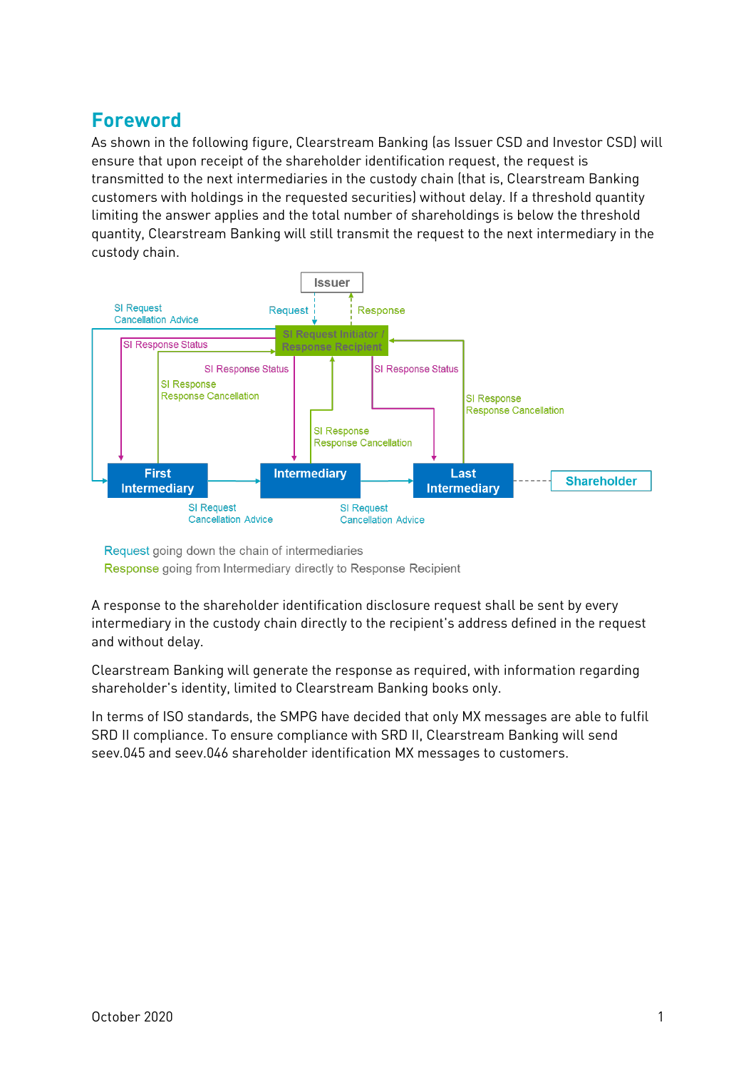## Foreword

As shown in the following figure, Clearstream Banking (as Issuer CSD and Investor CSD) will ensure that upon receipt of the shareholder identification request, the request is transmitted to the next intermediaries in the custody chain (that is, Clearstream Banking customers with holdings in the requested securities) without delay. If a threshold quantity limiting the answer applies and the total number of shareholdings is below the threshold quantity, Clearstream Banking will still transmit the request to the next intermediary in the custody chain.

Request going down the chain of intermediaries
Response going from Intermediary directly to Response Recipient

A response to the shareholder identification disclosure request shall be sent by every intermediary in the custody chain directly to the recipient's address defined in the request and without delay.

Clearstream Banking will generate the response as required, with information regarding shareholder's identity, limited to Clearstream Banking books only.

In terms of ISO standards, the SMPG have decided that only MX messages are able to fulfil SRD II compliance. To ensure compliance with SRD II, Clearstream Banking will send seev.045 and seev.046 shareholder identification MX messages to customers.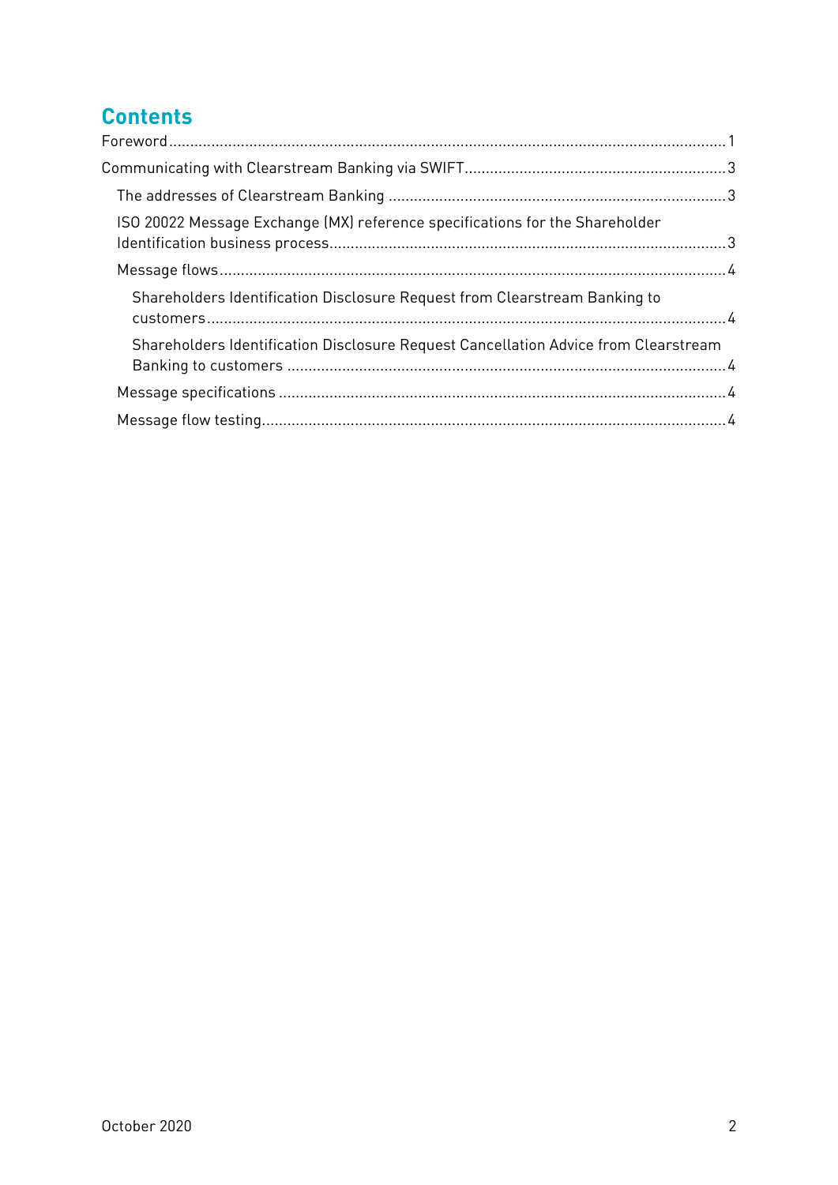# Contents

Foreword ........................................................................................................................... 1

Communicating with Clearstream Banking via SWIFT ................................................................ 3

- The addresses of Clearstream Banking ................................................................................. 3
- ISO 20022 Message Exchange (MX) reference specifications for the Shareholder Identification business process ............................................................................................ 3
- Message flows ...................................................................................................................... 4
  - Shareholders Identification Disclosure Request from Clearstream Banking to customers ........................................................................................................................ 4
  - Shareholders Identification Disclosure Request Cancellation Advice from Clearstream Banking to customers ........................................................................................................ 4
- Message specifications ......................................................................................................... 4
- Message flow testing ............................................................................................................. 4

October 2020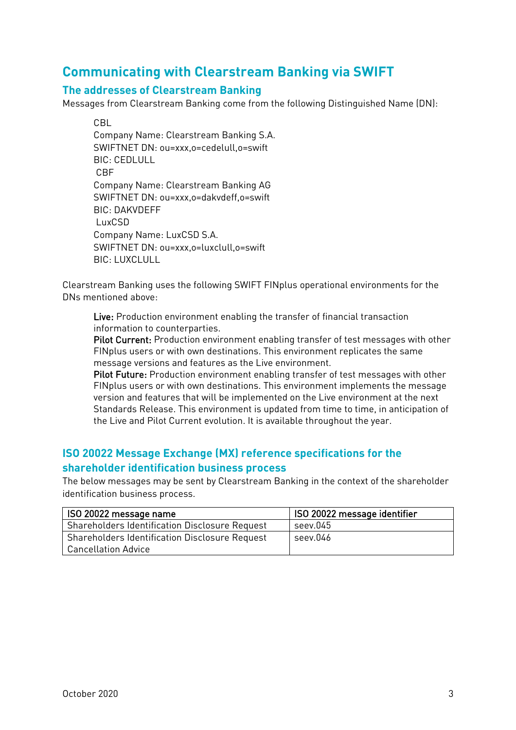# Communicating with Clearstream Banking via SWIFT

## The addresses of Clearstream Banking

Messages from Clearstream Banking come from the following Distinguished Name (DN):

CBL
Company Name: Clearstream Banking S.A.
SWIFTNET DN: ou=xxx,o=cedelull,o=swift
BIC: CEDLULL
CBF
Company Name: Clearstream Banking AG
SWIFTNET DN: ou=xxx,o=dakvdeff,o=swift
BIC: DAKVDEFF
LuxCSD
Company Name: LuxCSD S.A.
SWIFTNET DN: ou=xxx,o=luxclull,o=swift
BIC: LUXCLULL

Clearstream Banking uses the following SWIFT FINplus operational environments for the DNs mentioned above:

**Live:** Production environment enabling the transfer of financial transaction information to counterparties.
**Pilot Current:** Production environment enabling transfer of test messages with other FINplus users or with own destinations. This environment replicates the same message versions and features as the Live environment.
**Pilot Future:** Production environment enabling transfer of test messages with other FINplus users or with own destinations. This environment implements the message version and features that will be implemented on the Live environment at the next Standards Release. This environment is updated from time to time, in anticipation of the Live and Pilot Current evolution. It is available throughout the year.

## ISO 20022 Message Exchange (MX) reference specifications for the shareholder identification business process

The below messages may be sent by Clearstream Banking in the context of the shareholder identification business process.

| ISO 20022 message name | ISO 20022 message identifier |
|---|---|
| Shareholders Identification Disclosure Request | seev.045 |
| Shareholders Identification Disclosure Request Cancellation Advice | seev.046 |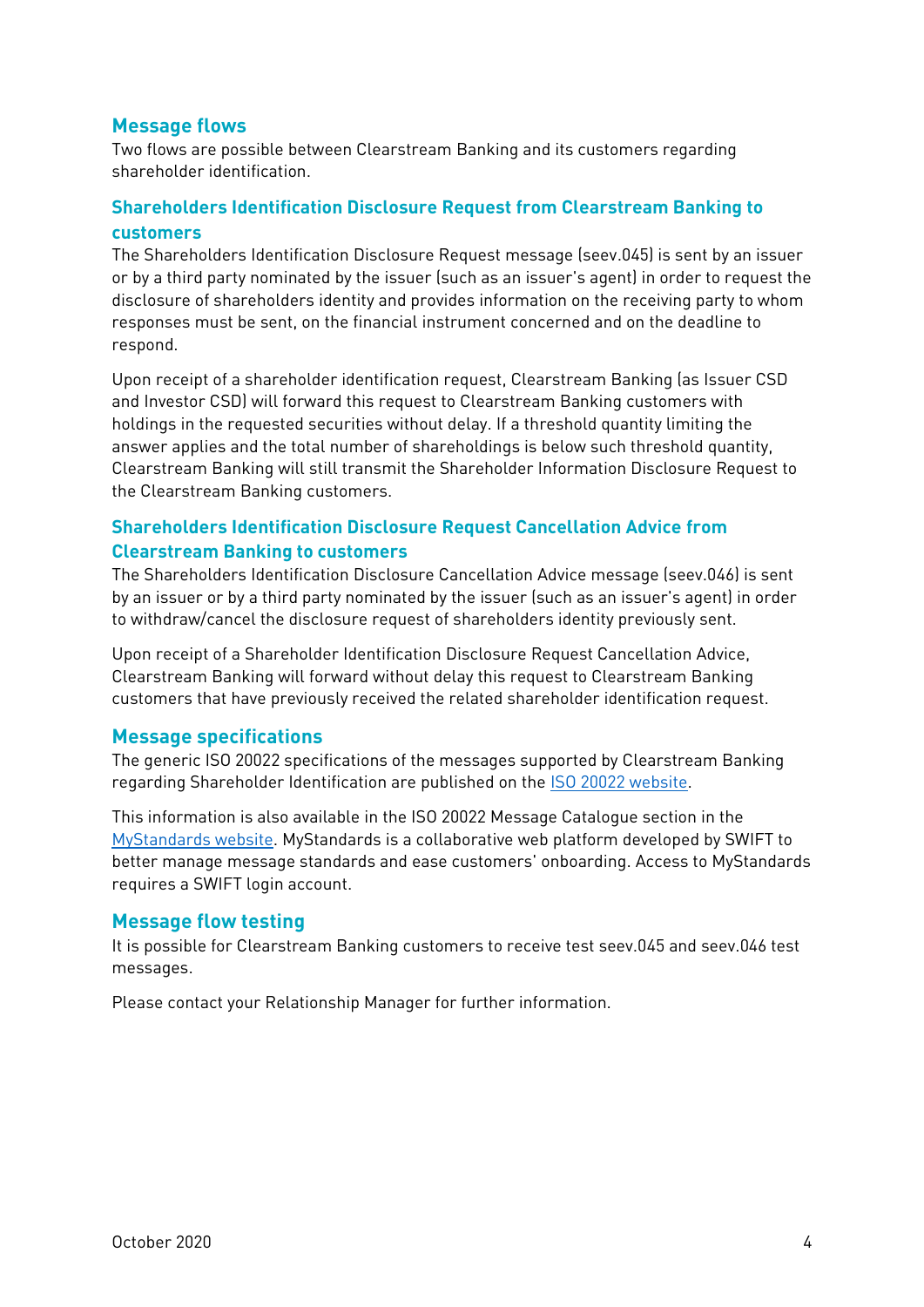## Message flows

Two flows are possible between Clearstream Banking and its customers regarding shareholder identification.

### Shareholders Identification Disclosure Request from Clearstream Banking to customers

The Shareholders Identification Disclosure Request message (seev.045) is sent by an issuer or by a third party nominated by the issuer (such as an issuer's agent) in order to request the disclosure of shareholders identity and provides information on the receiving party to whom responses must be sent, on the financial instrument concerned and on the deadline to respond.

Upon receipt of a shareholder identification request, Clearstream Banking (as Issuer CSD and Investor CSD) will forward this request to Clearstream Banking customers with holdings in the requested securities without delay. If a threshold quantity limiting the answer applies and the total number of shareholdings is below such threshold quantity, Clearstream Banking will still transmit the Shareholder Information Disclosure Request to the Clearstream Banking customers.

### Shareholders Identification Disclosure Request Cancellation Advice from Clearstream Banking to customers

The Shareholders Identification Disclosure Cancellation Advice message (seev.046) is sent by an issuer or by a third party nominated by the issuer (such as an issuer's agent) in order to withdraw/cancel the disclosure request of shareholders identity previously sent.

Upon receipt of a Shareholder Identification Disclosure Request Cancellation Advice, Clearstream Banking will forward without delay this request to Clearstream Banking customers that have previously received the related shareholder identification request.

## Message specifications

The generic ISO 20022 specifications of the messages supported by Clearstream Banking regarding Shareholder Identification are published on the ISO 20022 website.

This information is also available in the ISO 20022 Message Catalogue section in the MyStandards website. MyStandards is a collaborative web platform developed by SWIFT to better manage message standards and ease customers' onboarding. Access to MyStandards requires a SWIFT login account.

## Message flow testing

It is possible for Clearstream Banking customers to receive test seev.045 and seev.046 test messages.

Please contact your Relationship Manager for further information.